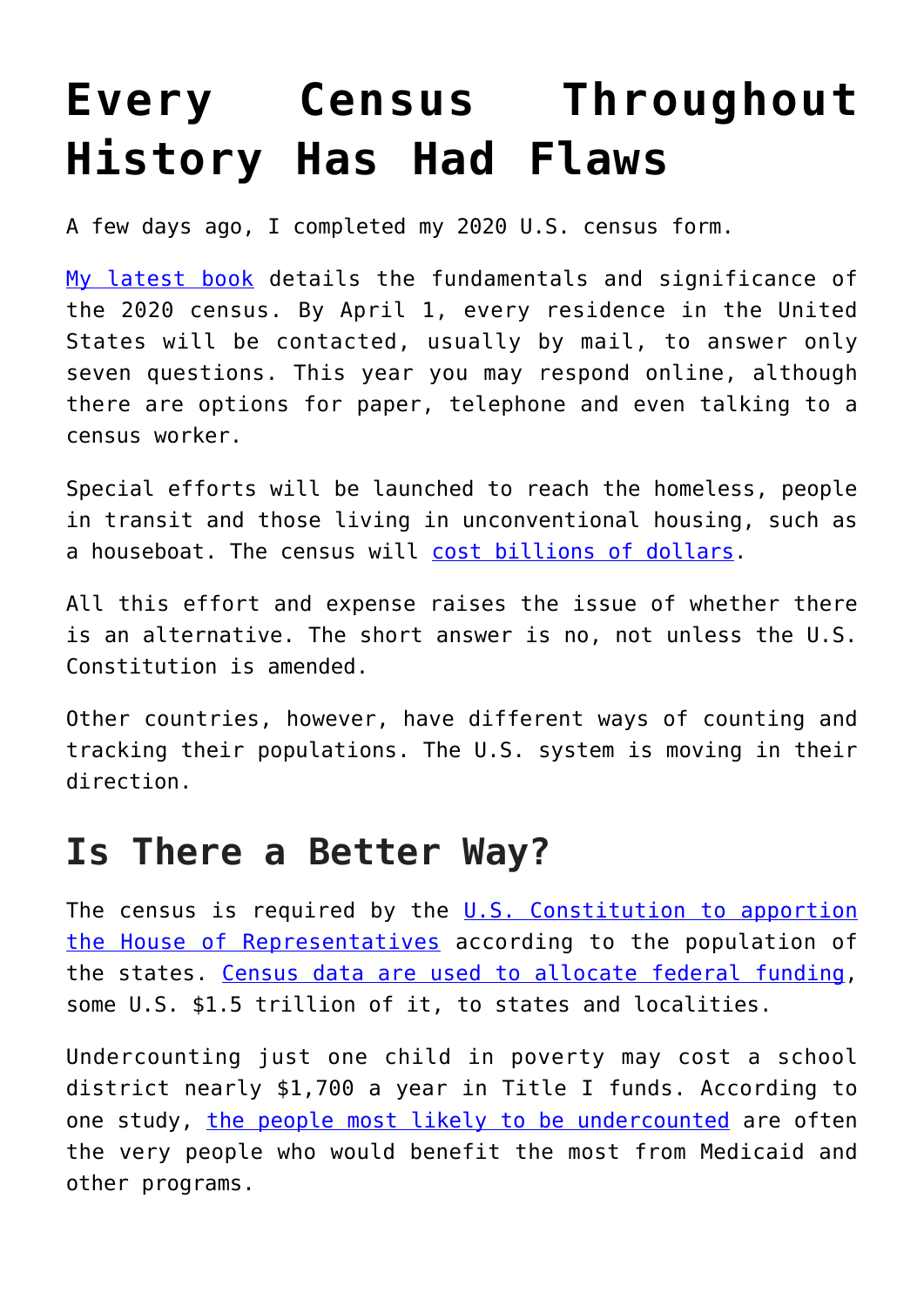# Every Census Throughout History Has Had Flaws

A few days ago, I completed my 2020 U.S. census form.

My latest book details the fundamentals and significance of the 2020 census. By April 1, every residence in the United States will be contacted, usually by mail, to answer only seven questions. This year you may respond online, although there are options for paper, telephone and even talking to a census worker.

Special efforts will be launched to reach the homeless, people in transit and those living in unconventional housing, such as a houseboat. The census will cost billions of dollars.

All this effort and expense raises the issue of whether there is an alternative. The short answer is no, not unless the U.S. Constitution is amended.

Other countries, however, have different ways of counting and tracking their populations. The U.S. system is moving in their direction.

## Is There a Better Way?

The census is required by the U.S. Constitution to apportion the House of Representatives according to the population of the states. Census data are used to allocate federal funding, some U.S. $1.5 trillion of it, to states and localities.

Undercounting just one child in poverty may cost a school district nearly $1,700 a year in Title I funds. According to one study, the people most likely to be undercounted are often the very people who would benefit the most from Medicaid and other programs.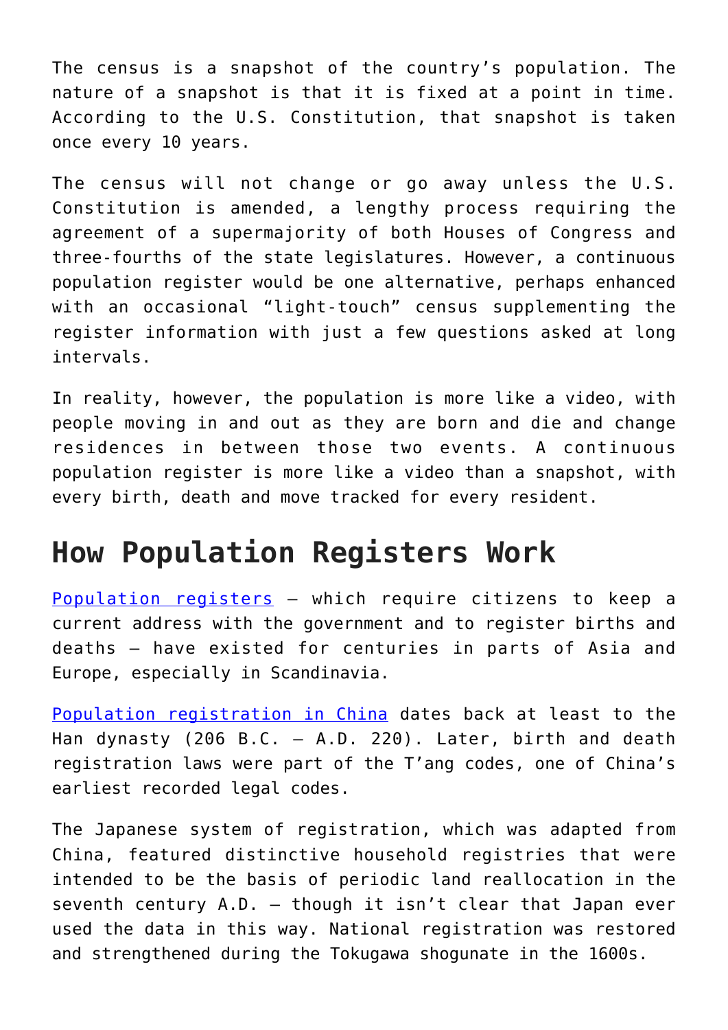The census is a snapshot of the country's population. The nature of a snapshot is that it is fixed at a point in time. According to the U.S. Constitution, that snapshot is taken once every 10 years.

The census will not change or go away unless the U.S. Constitution is amended, a lengthy process requiring the agreement of a supermajority of both Houses of Congress and three-fourths of the state legislatures. However, a continuous population register would be one alternative, perhaps enhanced with an occasional "light-touch" census supplementing the register information with just a few questions asked at long intervals.

In reality, however, the population is more like a video, with people moving in and out as they are born and die and change residences in between those two events. A continuous population register is more like a video than a snapshot, with every birth, death and move tracked for every resident.

## How Population Registers Work

Population registers – which require citizens to keep a current address with the government and to register births and deaths – have existed for centuries in parts of Asia and Europe, especially in Scandinavia.

Population registration in China dates back at least to the Han dynasty (206 B.C. – A.D. 220). Later, birth and death registration laws were part of the T'ang codes, one of China's earliest recorded legal codes.

The Japanese system of registration, which was adapted from China, featured distinctive household registries that were intended to be the basis of periodic land reallocation in the seventh century A.D. – though it isn't clear that Japan ever used the data in this way. National registration was restored and strengthened during the Tokugawa shogunate in the 1600s.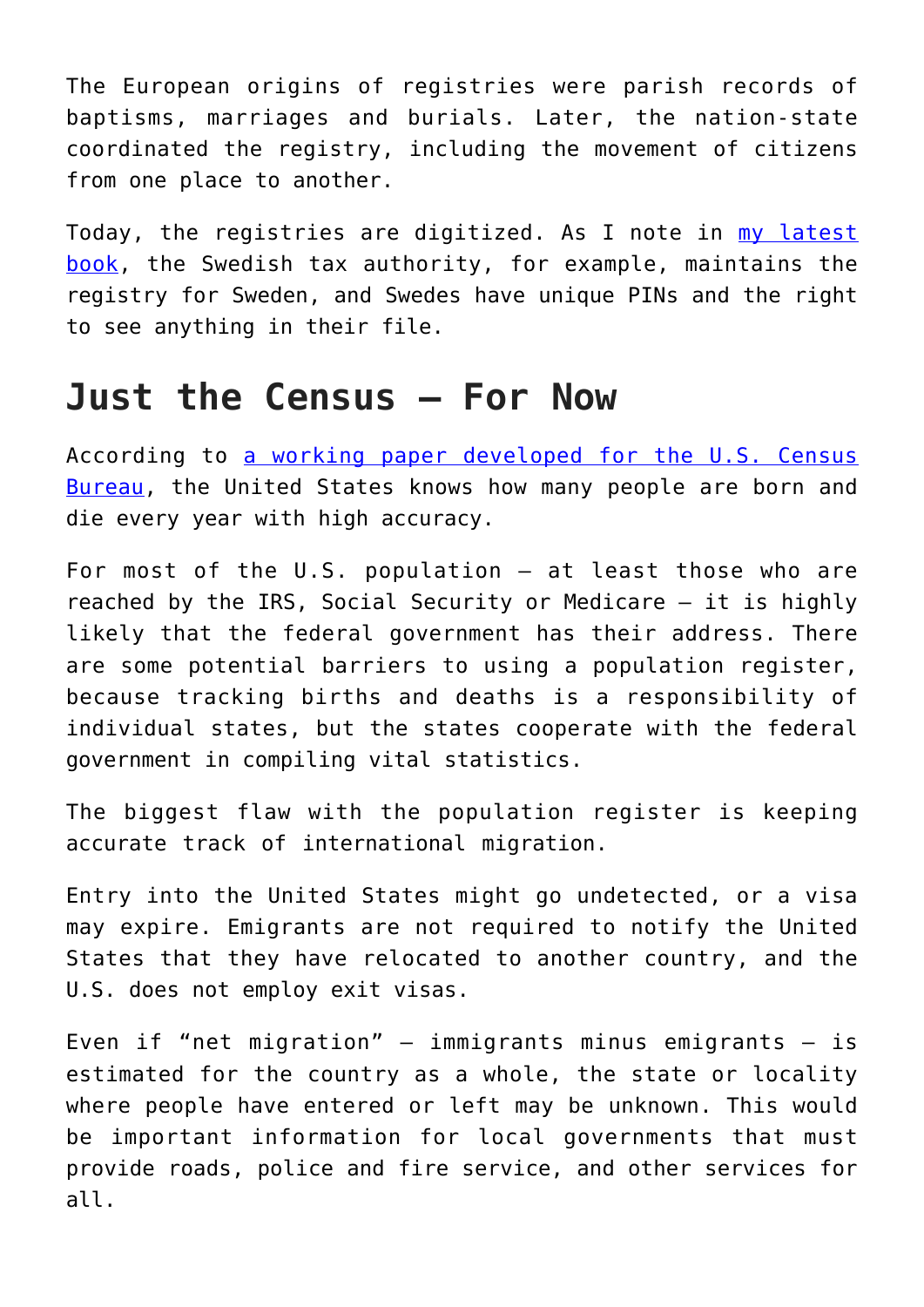The European origins of registries were parish records of baptisms, marriages and burials. Later, the nation-state coordinated the registry, including the movement of citizens from one place to another.

Today, the registries are digitized. As I note in [my latest book](), the Swedish tax authority, for example, maintains the registry for Sweden, and Swedes have unique PINs and the right to see anything in their file.

## Just the Census – For Now

According to [a working paper developed for the U.S. Census Bureau](), the United States knows how many people are born and die every year with high accuracy.

For most of the U.S. population – at least those who are reached by the IRS, Social Security or Medicare – it is highly likely that the federal government has their address. There are some potential barriers to using a population register, because tracking births and deaths is a responsibility of individual states, but the states cooperate with the federal government in compiling vital statistics.

The biggest flaw with the population register is keeping accurate track of international migration.

Entry into the United States might go undetected, or a visa may expire. Emigrants are not required to notify the United States that they have relocated to another country, and the U.S. does not employ exit visas.

Even if "net migration" – immigrants minus emigrants – is estimated for the country as a whole, the state or locality where people have entered or left may be unknown. This would be important information for local governments that must provide roads, police and fire service, and other services for all.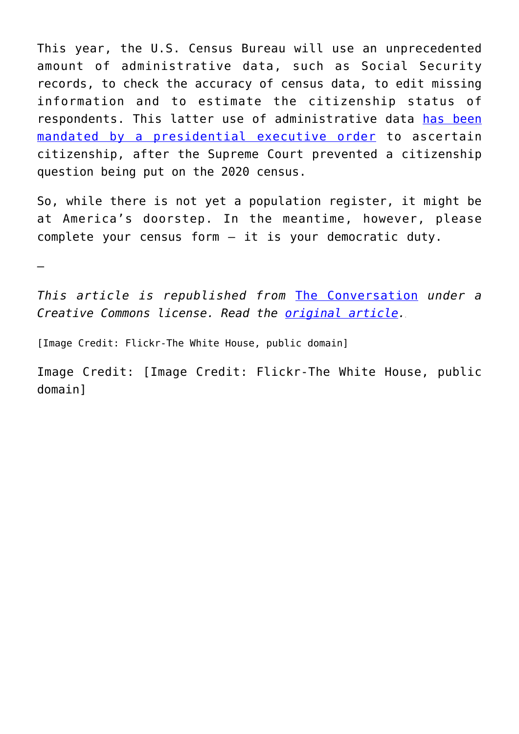This year, the U.S. Census Bureau will use an unprecedented amount of administrative data, such as Social Security records, to check the accuracy of census data, to edit missing information and to estimate the citizenship status of respondents. This latter use of administrative data has been mandated by a presidential executive order to ascertain citizenship, after the Supreme Court prevented a citizenship question being put on the 2020 census.

So, while there is not yet a population register, it might be at America's doorstep. In the meantime, however, please complete your census form – it is your democratic duty.

–

*This article is republished from The Conversation under a Creative Commons license. Read the original article.*

[Image Credit: Flickr-The White House, public domain]

Image Credit: [Image Credit: Flickr-The White House, public domain]